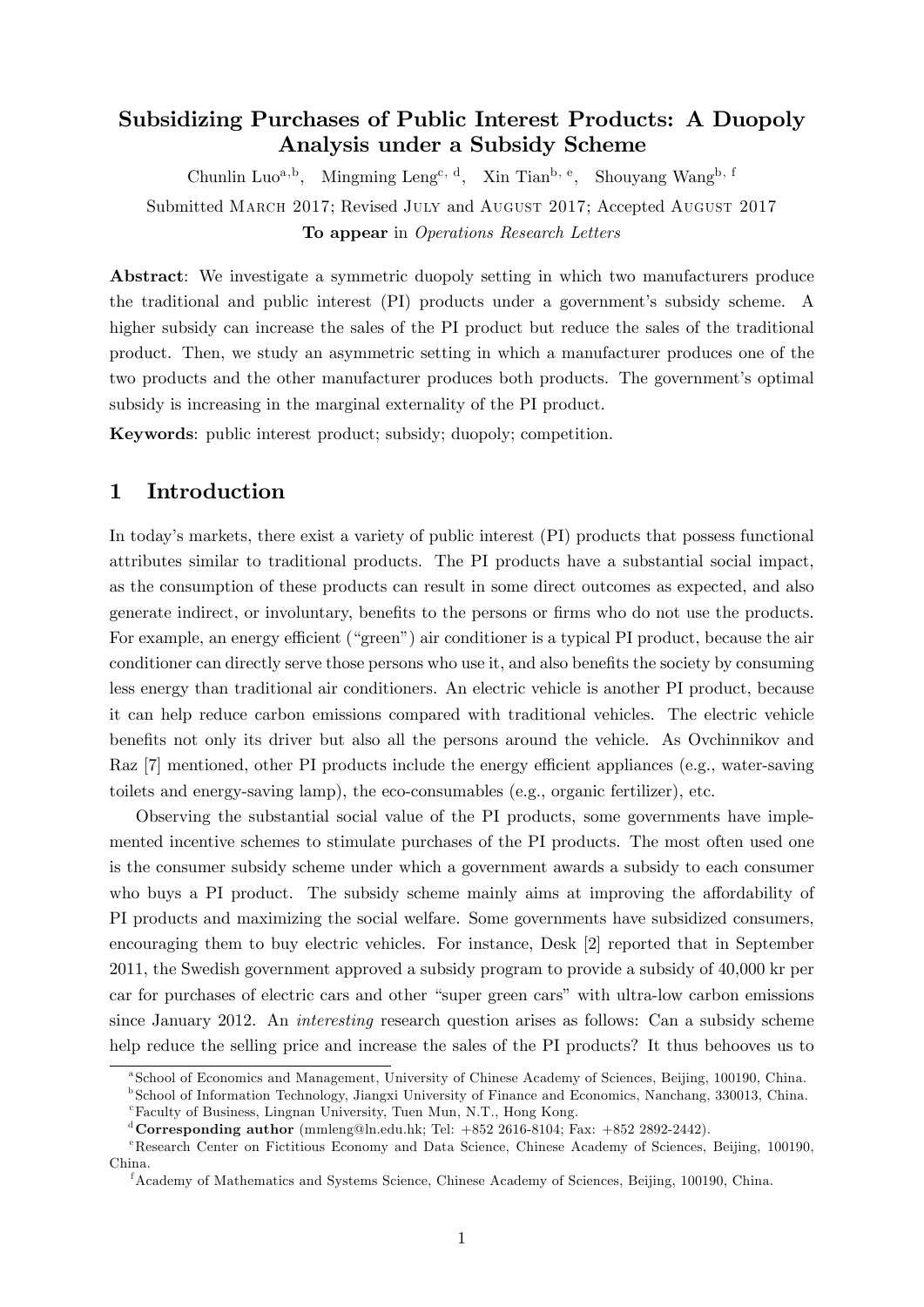# Subsidizing Purchases of Public Interest Products: A Duopoly Analysis under a Subsidy Scheme

Chunlin Luo[a,b], Mingming Leng[c,d], Xin Tian[b,e], Shouyang Wang[b,f]

Submitted March 2017; Revised July and August 2017; Accepted August 2017

**To appear** in *Operations Research Letters*

**Abstract**: We investigate a symmetric duopoly setting in which two manufacturers produce the traditional and public interest (PI) products under a government's subsidy scheme. A higher subsidy can increase the sales of the PI product but reduce the sales of the traditional product. Then, we study an asymmetric setting in which a manufacturer produces one of the two products and the other manufacturer produces both products. The government's optimal subsidy is increasing in the marginal externality of the PI product.

**Keywords**: public interest product; subsidy; duopoly; competition.

## 1 Introduction

In today's markets, there exist a variety of public interest (PI) products that possess functional attributes similar to traditional products. The PI products have a substantial social impact, as the consumption of these products can result in some direct outcomes as expected, and also generate indirect, or involuntary, benefits to the persons or firms who do not use the products. For example, an energy efficient ("green") air conditioner is a typical PI product, because the air conditioner can directly serve those persons who use it, and also benefits the society by consuming less energy than traditional air conditioners. An electric vehicle is another PI product, because it can help reduce carbon emissions compared with traditional vehicles. The electric vehicle benefits not only its driver but also all the persons around the vehicle. As Ovchinnikov and Raz [7] mentioned, other PI products include the energy efficient appliances (e.g., water-saving toilets and energy-saving lamp), the eco-consumables (e.g., organic fertilizer), etc.

Observing the substantial social value of the PI products, some governments have implemented incentive schemes to stimulate purchases of the PI products. The most often used one is the consumer subsidy scheme under which a government awards a subsidy to each consumer who buys a PI product. The subsidy scheme mainly aims at improving the affordability of PI products and maximizing the social welfare. Some governments have subsidized consumers, encouraging them to buy electric vehicles. For instance, Desk [2] reported that in September 2011, the Swedish government approved a subsidy program to provide a subsidy of 40,000 kr per car for purchases of electric cars and other "super green cars" with ultra-low carbon emissions since January 2012. An *interesting* research question arises as follows: Can a subsidy scheme help reduce the selling price and increase the sales of the PI products? It thus behooves us to

---

[a] School of Economics and Management, University of Chinese Academy of Sciences, Beijing, 100190, China.

[b] School of Information Technology, Jiangxi University of Finance and Economics, Nanchang, 330013, China.

[c] Faculty of Business, Lingnan University, Tuen Mun, N.T., Hong Kong.

[d] **Corresponding author** (mmleng@ln.edu.hk; Tel: +852 2616-8104; Fax: +852 2892-2442).

[e] Research Center on Fictitious Economy and Data Science, Chinese Academy of Sciences, Beijing, 100190, China.

[f] Academy of Mathematics and Systems Science, Chinese Academy of Sciences, Beijing, 100190, China.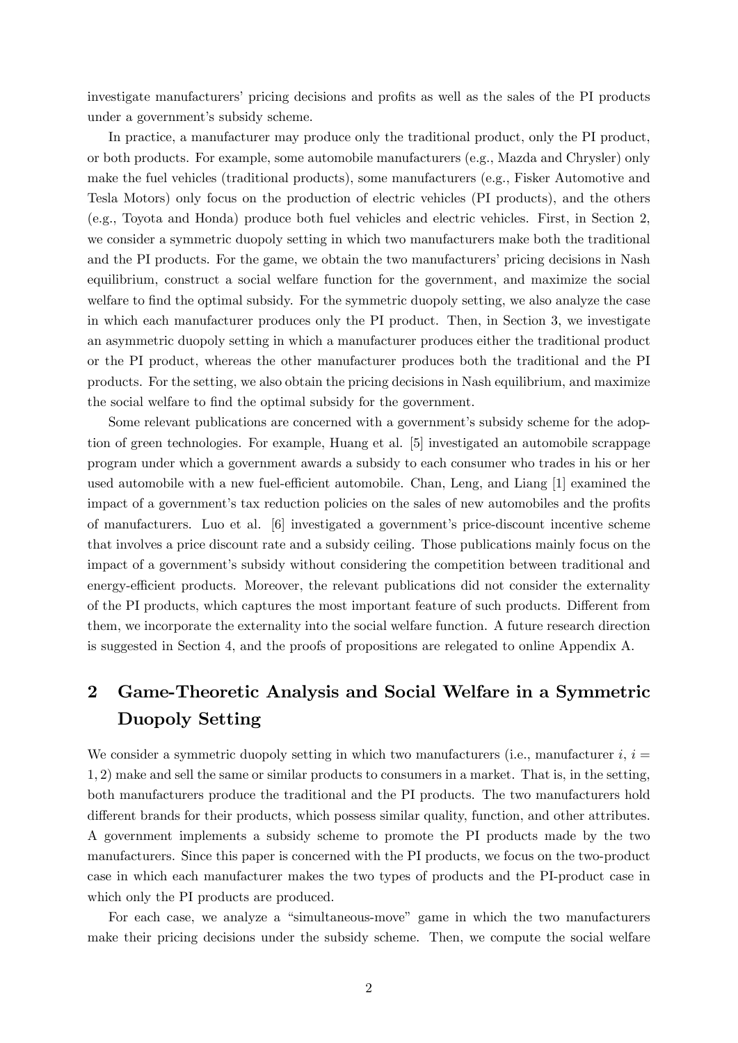investigate manufacturers' pricing decisions and profits as well as the sales of the PI products under a government's subsidy scheme.

In practice, a manufacturer may produce only the traditional product, only the PI product, or both products. For example, some automobile manufacturers (e.g., Mazda and Chrysler) only make the fuel vehicles (traditional products), some manufacturers (e.g., Fisker Automotive and Tesla Motors) only focus on the production of electric vehicles (PI products), and the others (e.g., Toyota and Honda) produce both fuel vehicles and electric vehicles. First, in Section 2, we consider a symmetric duopoly setting in which two manufacturers make both the traditional and the PI products. For the game, we obtain the two manufacturers' pricing decisions in Nash equilibrium, construct a social welfare function for the government, and maximize the social welfare to find the optimal subsidy. For the symmetric duopoly setting, we also analyze the case in which each manufacturer produces only the PI product. Then, in Section 3, we investigate an asymmetric duopoly setting in which a manufacturer produces either the traditional product or the PI product, whereas the other manufacturer produces both the traditional and the PI products. For the setting, we also obtain the pricing decisions in Nash equilibrium, and maximize the social welfare to find the optimal subsidy for the government.

Some relevant publications are concerned with a government's subsidy scheme for the adoption of green technologies. For example, Huang et al. [5] investigated an automobile scrappage program under which a government awards a subsidy to each consumer who trades in his or her used automobile with a new fuel-efficient automobile. Chan, Leng, and Liang [1] examined the impact of a government's tax reduction policies on the sales of new automobiles and the profits of manufacturers. Luo et al. [6] investigated a government's price-discount incentive scheme that involves a price discount rate and a subsidy ceiling. Those publications mainly focus on the impact of a government's subsidy without considering the competition between traditional and energy-efficient products. Moreover, the relevant publications did not consider the externality of the PI products, which captures the most important feature of such products. Different from them, we incorporate the externality into the social welfare function. A future research direction is suggested in Section 4, and the proofs of propositions are relegated to online Appendix A.

## 2 Game-Theoretic Analysis and Social Welfare in a Symmetric Duopoly Setting

We consider a symmetric duopoly setting in which two manufacturers (i.e., manufacturer $i$, $i = 1, 2$) make and sell the same or similar products to consumers in a market. That is, in the setting, both manufacturers produce the traditional and the PI products. The two manufacturers hold different brands for their products, which possess similar quality, function, and other attributes. A government implements a subsidy scheme to promote the PI products made by the two manufacturers. Since this paper is concerned with the PI products, we focus on the two-product case in which each manufacturer makes the two types of products and the PI-product case in which only the PI products are produced.

For each case, we analyze a "simultaneous-move" game in which the two manufacturers make their pricing decisions under the subsidy scheme. Then, we compute the social welfare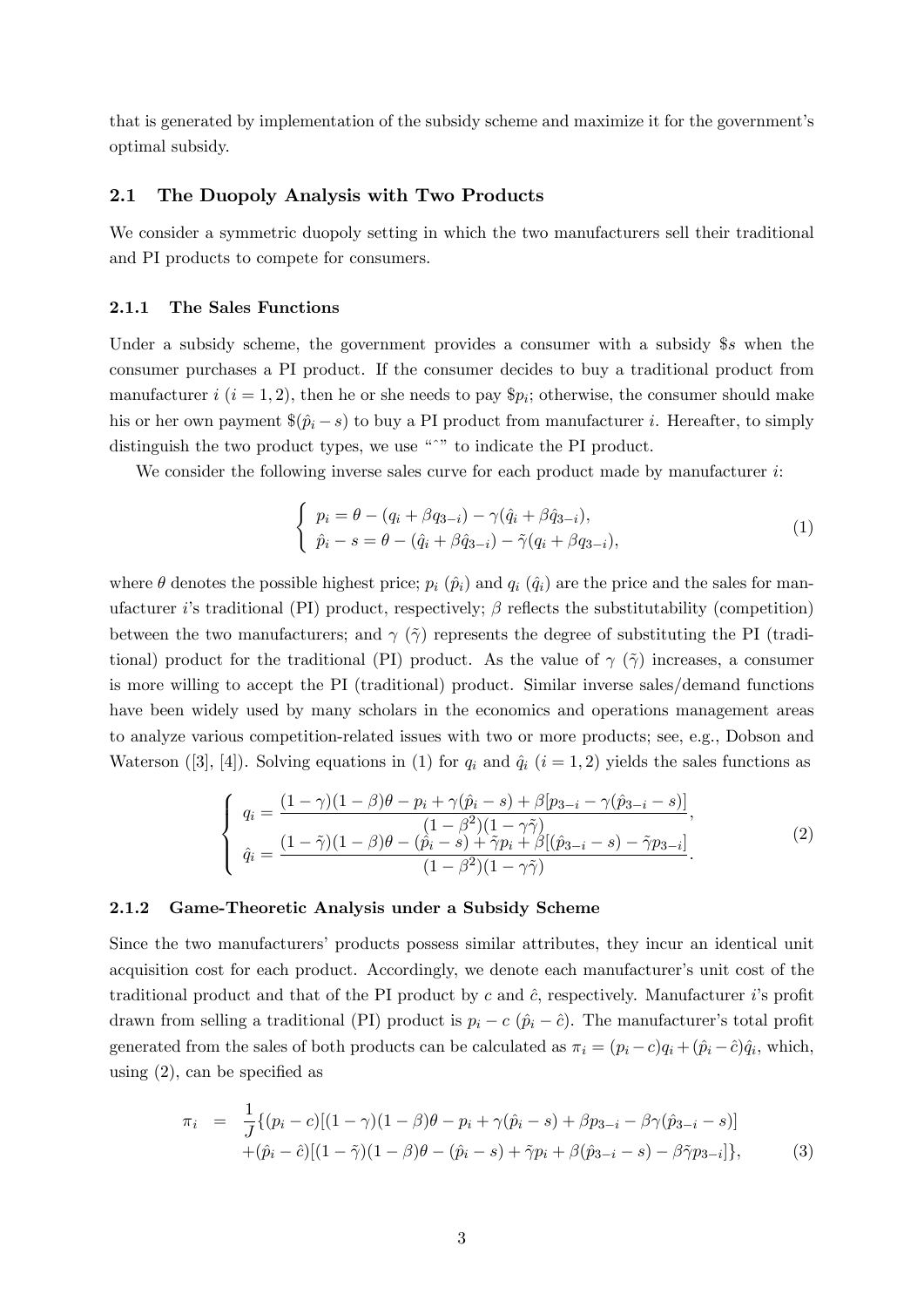that is generated by implementation of the subsidy scheme and maximize it for the government's optimal subsidy.

## 2.1 The Duopoly Analysis with Two Products

We consider a symmetric duopoly setting in which the two manufacturers sell their traditional and PI products to compete for consumers.

### 2.1.1 The Sales Functions

Under a subsidy scheme, the government provides a consumer with a subsidy \$$s$ when the consumer purchases a PI product. If the consumer decides to buy a traditional product from manufacturer $i$ ($i = 1, 2$), then he or she needs to pay \$$p_i$; otherwise, the consumer should make his or her own payment \$$(\hat{p}_i - s)$ to buy a PI product from manufacturer $i$. Hereafter, to simply distinguish the two product types, we use "ˆ" to indicate the PI product.

We consider the following inverse sales curve for each product made by manufacturer $i$:

$$
\begin{cases}
p_i = \theta - (q_i + \beta q_{3-i}) - \gamma(\hat{q}_i + \beta \hat{q}_{3-i}), \\
\hat{p}_i - s = \theta - (\hat{q}_i + \beta \hat{q}_{3-i}) - \tilde{\gamma}(q_i + \beta q_{3-i}),
\end{cases}
\tag{1}
$$

where $\theta$ denotes the possible highest price; $p_i$ ($\hat{p}_i$) and $q_i$ ($\hat{q}_i$) are the price and the sales for manufacturer $i$'s traditional (PI) product, respectively; $\beta$ reflects the substitutability (competition) between the two manufacturers; and $\gamma$ ($\tilde{\gamma}$) represents the degree of substituting the PI (traditional) product for the traditional (PI) product. As the value of $\gamma$ ($\tilde{\gamma}$) increases, a consumer is more willing to accept the PI (traditional) product. Similar inverse sales/demand functions have been widely used by many scholars in the economics and operations management areas to analyze various competition-related issues with two or more products; see, e.g., Dobson and Waterson ([3], [4]). Solving equations in (1) for $q_i$ and $\hat{q}_i$ ($i = 1, 2$) yields the sales functions as

$$
\begin{cases}
q_i = \dfrac{(1-\gamma)(1-\beta)\theta - p_i + \gamma(\hat{p}_i - s) + \beta[p_{3-i} - \gamma(\hat{p}_{3-i} - s)]}{(1-\beta^2)(1-\gamma\tilde{\gamma})}, \\
\hat{q}_i = \dfrac{(1-\tilde{\gamma})(1-\beta)\theta - (\hat{p}_i - s) + \tilde{\gamma} p_i + \beta[(\hat{p}_{3-i} - s) - \tilde{\gamma} p_{3-i}]}{(1-\beta^2)(1-\gamma\tilde{\gamma})}.
\end{cases}
\tag{2}
$$

### 2.1.2 Game-Theoretic Analysis under a Subsidy Scheme

Since the two manufacturers' products possess similar attributes, they incur an identical unit acquisition cost for each product. Accordingly, we denote each manufacturer's unit cost of the traditional product and that of the PI product by $c$ and $\hat{c}$, respectively. Manufacturer $i$'s profit drawn from selling a traditional (PI) product is $p_i - c$ ($\hat{p}_i - \hat{c}$). The manufacturer's total profit generated from the sales of both products can be calculated as $\pi_i = (p_i - c)q_i + (\hat{p}_i - \hat{c})\hat{q}_i$, which, using (2), can be specified as

$$
\begin{aligned}
\pi_i = \; & \frac{1}{J}\{(p_i - c)[(1-\gamma)(1-\beta)\theta - p_i + \gamma(\hat{p}_i - s) + \beta p_{3-i} - \beta\gamma(\hat{p}_{3-i} - s)] \\
& + (\hat{p}_i - \hat{c})[(1-\tilde{\gamma})(1-\beta)\theta - (\hat{p}_i - s) + \tilde{\gamma} p_i + \beta(\hat{p}_{3-i} - s) - \beta\tilde{\gamma} p_{3-i}]\},
\end{aligned}
\tag{3}
$$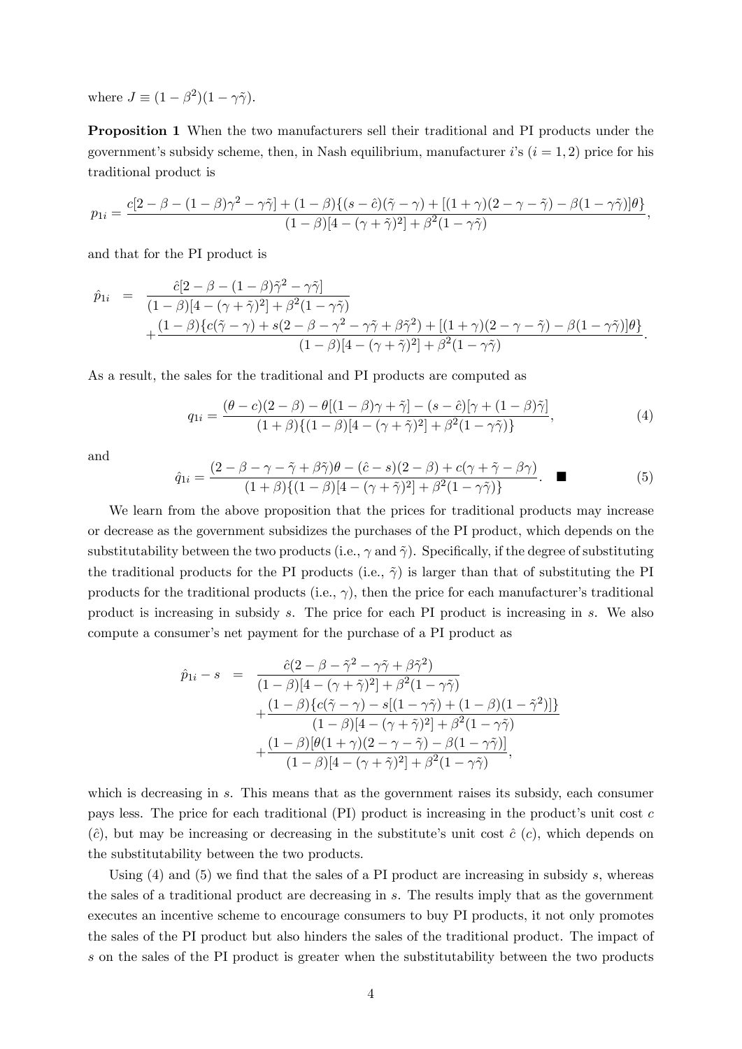where $J \equiv (1-\beta^2)(1-\gamma\tilde{\gamma})$.

**Proposition 1** When the two manufacturers sell their traditional and PI products under the government's subsidy scheme, then, in Nash equilibrium, manufacturer $i$'s ($i = 1, 2$) price for his traditional product is

$$p_{1i} = \frac{c[2-\beta-(1-\beta)\gamma^2-\gamma\tilde{\gamma}] + (1-\beta)\{(s-\hat{c})(\tilde{\gamma}-\gamma) + [(1+\gamma)(2-\gamma-\tilde{\gamma}) - \beta(1-\gamma\tilde{\gamma})]\theta\}}{(1-\beta)[4-(\gamma+\tilde{\gamma})^2] + \beta^2(1-\gamma\tilde{\gamma})},$$

and that for the PI product is

$$\begin{aligned}\hat{p}_{1i} &= \frac{\hat{c}[2-\beta-(1-\beta)\tilde{\gamma}^2-\gamma\tilde{\gamma}]}{(1-\beta)[4-(\gamma+\tilde{\gamma})^2] + \beta^2(1-\gamma\tilde{\gamma})} \\ &\quad + \frac{(1-\beta)\{c(\tilde{\gamma}-\gamma) + s(2-\beta-\gamma^2-\gamma\tilde{\gamma}+\beta\tilde{\gamma}^2) + [(1+\gamma)(2-\gamma-\tilde{\gamma}) - \beta(1-\gamma\tilde{\gamma})]\theta\}}{(1-\beta)[4-(\gamma+\tilde{\gamma})^2] + \beta^2(1-\gamma\tilde{\gamma})}.\end{aligned}$$

As a result, the sales for the traditional and PI products are computed as

$$q_{1i} = \frac{(\theta-c)(2-\beta) - \theta[(1-\beta)\gamma+\tilde{\gamma}] - (s-\hat{c})[\gamma+(1-\beta)\tilde{\gamma}]}{(1+\beta)\{(1-\beta)[4-(\gamma+\tilde{\gamma})^2] + \beta^2(1-\gamma\tilde{\gamma})\}}, \tag{4}$$

and

$$\hat{q}_{1i} = \frac{(2-\beta-\gamma-\tilde{\gamma}+\beta\tilde{\gamma})\theta - (\hat{c}-s)(2-\beta) + c(\gamma+\tilde{\gamma}-\beta\gamma)}{(1+\beta)\{(1-\beta)[4-(\gamma+\tilde{\gamma})^2] + \beta^2(1-\gamma\tilde{\gamma})\}}. \quad \blacksquare \tag{5}$$

We learn from the above proposition that the prices for traditional products may increase or decrease as the government subsidizes the purchases of the PI product, which depends on the substitutability between the two products (i.e., $\gamma$ and $\tilde{\gamma}$). Specifically, if the degree of substituting the traditional products for the PI products (i.e., $\tilde{\gamma}$) is larger than that of substituting the PI products for the traditional products (i.e., $\gamma$), then the price for each manufacturer's traditional product is increasing in subsidy $s$. The price for each PI product is increasing in $s$. We also compute a consumer's net payment for the purchase of a PI product as

$$\begin{aligned}\hat{p}_{1i} - s &= \frac{\hat{c}(2-\beta-\tilde{\gamma}^2-\gamma\tilde{\gamma}+\beta\tilde{\gamma}^2)}{(1-\beta)[4-(\gamma+\tilde{\gamma})^2] + \beta^2(1-\gamma\tilde{\gamma})} \\ &\quad + \frac{(1-\beta)\{c(\tilde{\gamma}-\gamma) - s[(1-\gamma\tilde{\gamma}) + (1-\beta)(1-\tilde{\gamma}^2)]\}}{(1-\beta)[4-(\gamma+\tilde{\gamma})^2] + \beta^2(1-\gamma\tilde{\gamma})} \\ &\quad + \frac{(1-\beta)[\theta(1+\gamma)(2-\gamma-\tilde{\gamma}) - \beta(1-\gamma\tilde{\gamma})]}{(1-\beta)[4-(\gamma+\tilde{\gamma})^2] + \beta^2(1-\gamma\tilde{\gamma})},\end{aligned}$$

which is decreasing in $s$. This means that as the government raises its subsidy, each consumer pays less. The price for each traditional (PI) product is increasing in the product's unit cost $c$ ($\hat{c}$), but may be increasing or decreasing in the substitute's unit cost $\hat{c}$ ($c$), which depends on the substitutability between the two products.

Using (4) and (5) we find that the sales of a PI product are increasing in subsidy $s$, whereas the sales of a traditional product are decreasing in $s$. The results imply that as the government executes an incentive scheme to encourage consumers to buy PI products, it not only promotes the sales of the PI product but also hinders the sales of the traditional product. The impact of $s$ on the sales of the PI product is greater when the substitutability between the two products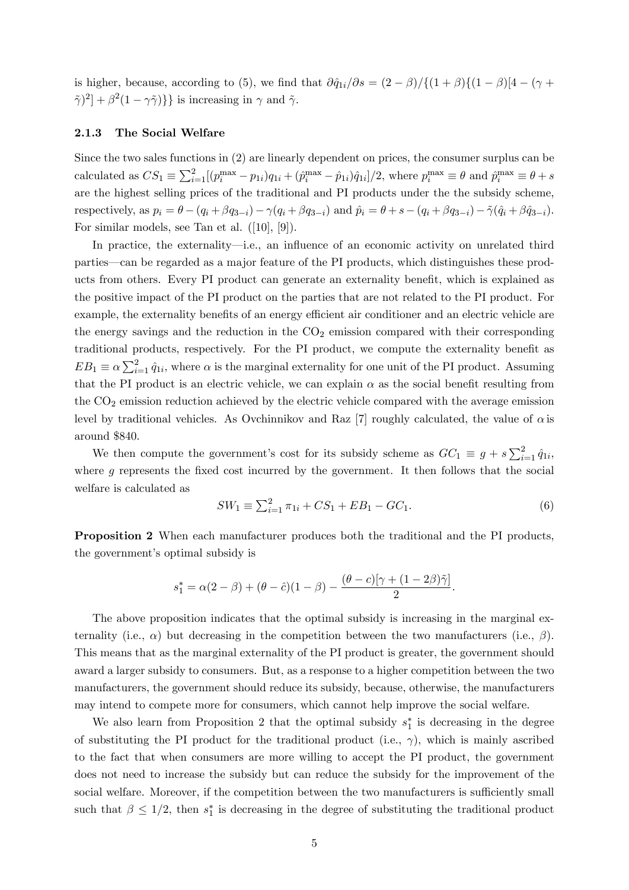is higher, because, according to (5), we find that $\partial \hat{q}_{1i}/\partial s = (2-\beta)/\{(1+\beta)\{(1-\beta)[4-(\gamma+\tilde{\gamma})^2] + \beta^2(1-\gamma\tilde{\gamma})\}\}$ is increasing in $\gamma$ and $\tilde{\gamma}$.

### 2.1.3 The Social Welfare

Since the two sales functions in (2) are linearly dependent on prices, the consumer surplus can be calculated as $CS_1 \equiv \sum_{i=1}^{2}[(p_i^{\max} - p_{1i})q_{1i} + (\hat{p}_i^{\max} - \hat{p}_{1i})\hat{q}_{1i}]/2$, where $p_i^{\max} \equiv \theta$ and $\hat{p}_i^{\max} \equiv \theta + s$ are the highest selling prices of the traditional and PI products under the the subsidy scheme, respectively, as $p_i = \theta - (q_i + \beta q_{3-i}) - \gamma(q_i + \beta q_{3-i})$ and $\hat{p}_i = \theta + s - (q_i + \beta q_{3-i}) - \tilde{\gamma}(\hat{q}_i + \beta \hat{q}_{3-i})$. For similar models, see Tan et al. ([10], [9]).

In practice, the externality—i.e., an influence of an economic activity on unrelated third parties—can be regarded as a major feature of the PI products, which distinguishes these products from others. Every PI product can generate an externality benefit, which is explained as the positive impact of the PI product on the parties that are not related to the PI product. For example, the externality benefits of an energy efficient air conditioner and an electric vehicle are the energy savings and the reduction in the $CO_2$ emission compared with their corresponding traditional products, respectively. For the PI product, we compute the externality benefit as $EB_1 \equiv \alpha \sum_{i=1}^{2} \hat{q}_{1i}$, where $\alpha$ is the marginal externality for one unit of the PI product. Assuming that the PI product is an electric vehicle, we can explain $\alpha$ as the social benefit resulting from the $CO_2$ emission reduction achieved by the electric vehicle compared with the average emission level by traditional vehicles. As Ovchinnikov and Raz [7] roughly calculated, the value of $\alpha$ is around \$840.

We then compute the government's cost for its subsidy scheme as $GC_1 \equiv g + s\sum_{i=1}^{2} \hat{q}_{1i}$, where $g$ represents the fixed cost incurred by the government. It then follows that the social welfare is calculated as

$$SW_1 \equiv \sum_{i=1}^{2} \pi_{1i} + CS_1 + EB_1 - GC_1. \tag{6}$$

**Proposition 2** When each manufacturer produces both the traditional and the PI products, the government's optimal subsidy is

$$s_1^* = \alpha(2-\beta) + (\theta - \hat{c})(1-\beta) - \frac{(\theta - c)[\gamma + (1-2\beta)\tilde{\gamma}]}{2}.$$

The above proposition indicates that the optimal subsidy is increasing in the marginal externality (i.e., $\alpha$) but decreasing in the competition between the two manufacturers (i.e., $\beta$). This means that as the marginal externality of the PI product is greater, the government should award a larger subsidy to consumers. But, as a response to a higher competition between the two manufacturers, the government should reduce its subsidy, because, otherwise, the manufacturers may intend to compete more for consumers, which cannot help improve the social welfare.

We also learn from Proposition 2 that the optimal subsidy $s_1^*$ is decreasing in the degree of substituting the PI product for the traditional product (i.e., $\gamma$), which is mainly ascribed to the fact that when consumers are more willing to accept the PI product, the government does not need to increase the subsidy but can reduce the subsidy for the improvement of the social welfare. Moreover, if the competition between the two manufacturers is sufficiently small such that $\beta \leq 1/2$, then $s_1^*$ is decreasing in the degree of substituting the traditional product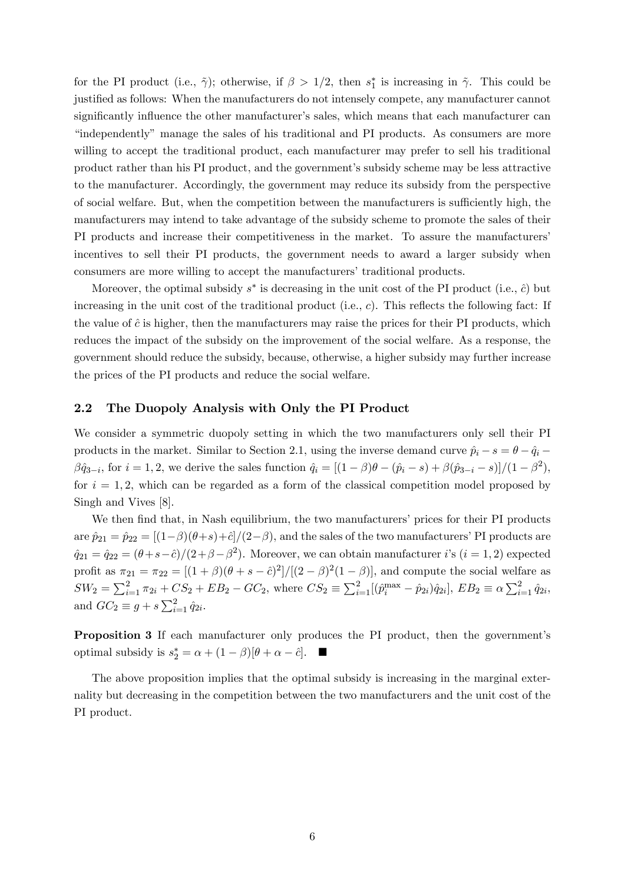for the PI product (i.e., $\tilde{\gamma}$); otherwise, if $\beta > 1/2$, then $s_1^*$ is increasing in $\tilde{\gamma}$. This could be justified as follows: When the manufacturers do not intensely compete, any manufacturer cannot significantly influence the other manufacturer's sales, which means that each manufacturer can "independently" manage the sales of his traditional and PI products. As consumers are more willing to accept the traditional product, each manufacturer may prefer to sell his traditional product rather than his PI product, and the government's subsidy scheme may be less attractive to the manufacturer. Accordingly, the government may reduce its subsidy from the perspective of social welfare. But, when the competition between the manufacturers is sufficiently high, the manufacturers may intend to take advantage of the subsidy scheme to promote the sales of their PI products and increase their competitiveness in the market. To assure the manufacturers' incentives to sell their PI products, the government needs to award a larger subsidy when consumers are more willing to accept the manufacturers' traditional products.

Moreover, the optimal subsidy $s^*$ is decreasing in the unit cost of the PI product (i.e., $\hat{c}$) but increasing in the unit cost of the traditional product (i.e., $c$). This reflects the following fact: If the value of $\hat{c}$ is higher, then the manufacturers may raise the prices for their PI products, which reduces the impact of the subsidy on the improvement of the social welfare. As a response, the government should reduce the subsidy, because, otherwise, a higher subsidy may further increase the prices of the PI products and reduce the social welfare.

## 2.2 The Duopoly Analysis with Only the PI Product

We consider a symmetric duopoly setting in which the two manufacturers only sell their PI products in the market. Similar to Section 2.1, using the inverse demand curve $\hat{p}_i - s = \theta - \hat{q}_i - \beta\hat{q}_{3-i}$, for $i = 1, 2$, we derive the sales function $\hat{q}_i = [(1-\beta)\theta - (\hat{p}_i - s) + \beta(\hat{p}_{3-i} - s)]/(1-\beta^2)$, for $i = 1, 2$, which can be regarded as a form of the classical competition model proposed by Singh and Vives [8].

We then find that, in Nash equilibrium, the two manufacturers' prices for their PI products are $\hat{p}_{21} = \hat{p}_{22} = [(1-\beta)(\theta+s)+\hat{c}]/(2-\beta)$, and the sales of the two manufacturers' PI products are $\hat{q}_{21} = \hat{q}_{22} = (\theta+s-\hat{c})/(2+\beta-\beta^2)$. Moreover, we can obtain manufacturer $i$'s ($i = 1, 2$) expected profit as $\pi_{21} = \pi_{22} = [(1+\beta)(\theta+s-\hat{c})^2]/[(2-\beta)^2(1-\beta)]$, and compute the social welfare as $SW_2 = \sum_{i=1}^{2} \pi_{2i} + CS_2 + EB_2 - GC_2$, where $CS_2 \equiv \sum_{i=1}^{2}[(\hat{p}_i^{\max} - \hat{p}_{2i})\hat{q}_{2i}]$, $EB_2 \equiv \alpha \sum_{i=1}^{2} \hat{q}_{2i}$, and $GC_2 \equiv g + s\sum_{i=1}^{2} \hat{q}_{2i}$.

**Proposition 3** If each manufacturer only produces the PI product, then the government's optimal subsidy is $s_2^* = \alpha + (1-\beta)[\theta + \alpha - \hat{c}]$. ■

The above proposition implies that the optimal subsidy is increasing in the marginal externality but decreasing in the competition between the two manufacturers and the unit cost of the PI product.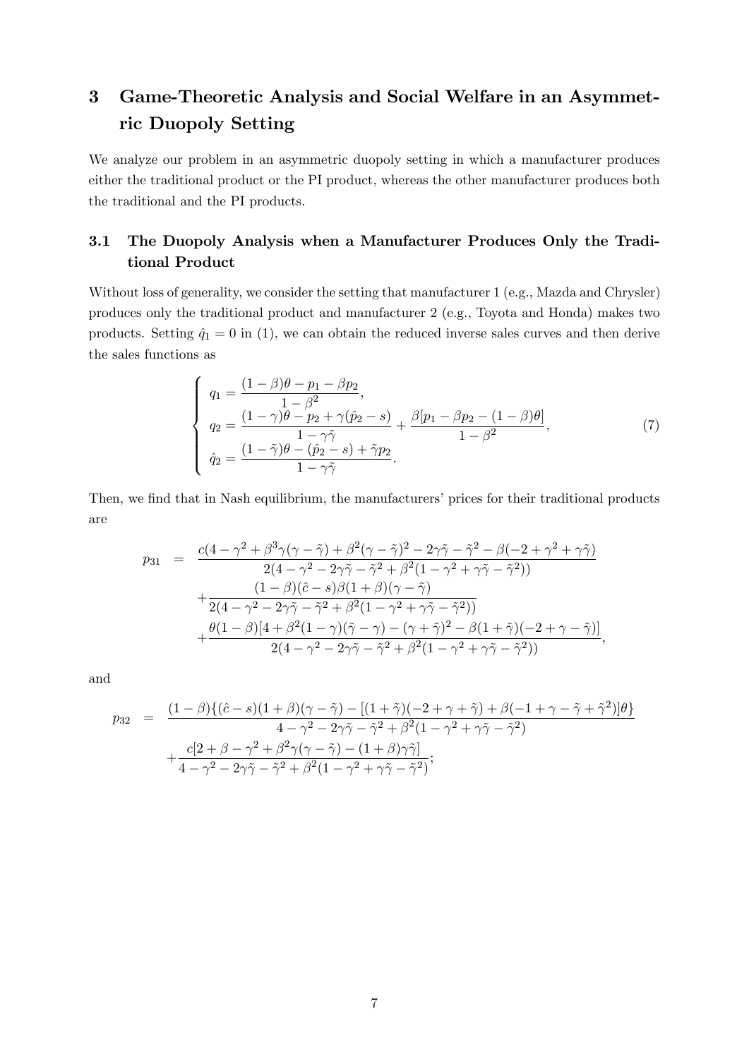## 3 Game-Theoretic Analysis and Social Welfare in an Asymmetric Duopoly Setting

We analyze our problem in an asymmetric duopoly setting in which a manufacturer produces either the traditional product or the PI product, whereas the other manufacturer produces both the traditional and the PI products.

### 3.1 The Duopoly Analysis when a Manufacturer Produces Only the Traditional Product

Without loss of generality, we consider the setting that manufacturer 1 (e.g., Mazda and Chrysler) produces only the traditional product and manufacturer 2 (e.g., Toyota and Honda) makes two products. Setting $\hat{q}_1 = 0$ in (1), we can obtain the reduced inverse sales curves and then derive the sales functions as

$$
\begin{cases}
q_1 = \dfrac{(1-\beta)\theta - p_1 - \beta p_2}{1-\beta^2}, \\
q_2 = \dfrac{(1-\gamma)\theta - p_2 + \gamma(\hat{p}_2 - s)}{1-\gamma\tilde{\gamma}} + \dfrac{\beta[p_1 - \beta p_2 - (1-\beta)\theta]}{1-\beta^2}, \\
\hat{q}_2 = \dfrac{(1-\tilde{\gamma})\theta - (\hat{p}_2 - s) + \tilde{\gamma} p_2}{1-\gamma\tilde{\gamma}}.
\end{cases}
\tag{7}
$$

Then, we find that in Nash equilibrium, the manufacturers' prices for their traditional products are

$$
\begin{aligned}
p_{31} \;=\; & \frac{c(4-\gamma^2+\beta^3\gamma(\gamma-\tilde{\gamma})+\beta^2(\gamma-\tilde{\gamma})^2-2\gamma\tilde{\gamma}-\tilde{\gamma}^2-\beta(-2+\gamma^2+\gamma\tilde{\gamma})}{2(4-\gamma^2-2\gamma\tilde{\gamma}-\tilde{\gamma}^2+\beta^2(1-\gamma^2+\gamma\tilde{\gamma}-\tilde{\gamma}^2))} \\
& + \frac{(1-\beta)(\hat{c}-s)\beta(1+\beta)(\gamma-\tilde{\gamma})}{2(4-\gamma^2-2\gamma\tilde{\gamma}-\tilde{\gamma}^2+\beta^2(1-\gamma^2+\gamma\tilde{\gamma}-\tilde{\gamma}^2))} \\
& + \frac{\theta(1-\beta)[4+\beta^2(1-\gamma)(\tilde{\gamma}-\gamma)-(\gamma+\tilde{\gamma})^2-\beta(1+\tilde{\gamma})(-2+\gamma-\tilde{\gamma})]}{2(4-\gamma^2-2\gamma\tilde{\gamma}-\tilde{\gamma}^2+\beta^2(1-\gamma^2+\gamma\tilde{\gamma}-\tilde{\gamma}^2))},
\end{aligned}
$$

and

$$
\begin{aligned}
p_{32} \;=\; & \frac{(1-\beta)\{(\hat{c}-s)(1+\beta)(\gamma-\tilde{\gamma})-[(1+\tilde{\gamma})(-2+\gamma+\tilde{\gamma})+\beta(-1+\gamma-\tilde{\gamma}+\tilde{\gamma}^2)]\theta\}}{4-\gamma^2-2\gamma\tilde{\gamma}-\tilde{\gamma}^2+\beta^2(1-\gamma^2+\gamma\tilde{\gamma}-\tilde{\gamma}^2)} \\
& + \frac{c[2+\beta-\gamma^2+\beta^2\gamma(\gamma-\tilde{\gamma})-(1+\beta)\gamma\tilde{\gamma}]}{4-\gamma^2-2\gamma\tilde{\gamma}-\tilde{\gamma}^2+\beta^2(1-\gamma^2+\gamma\tilde{\gamma}-\tilde{\gamma}^2)};
\end{aligned}
$$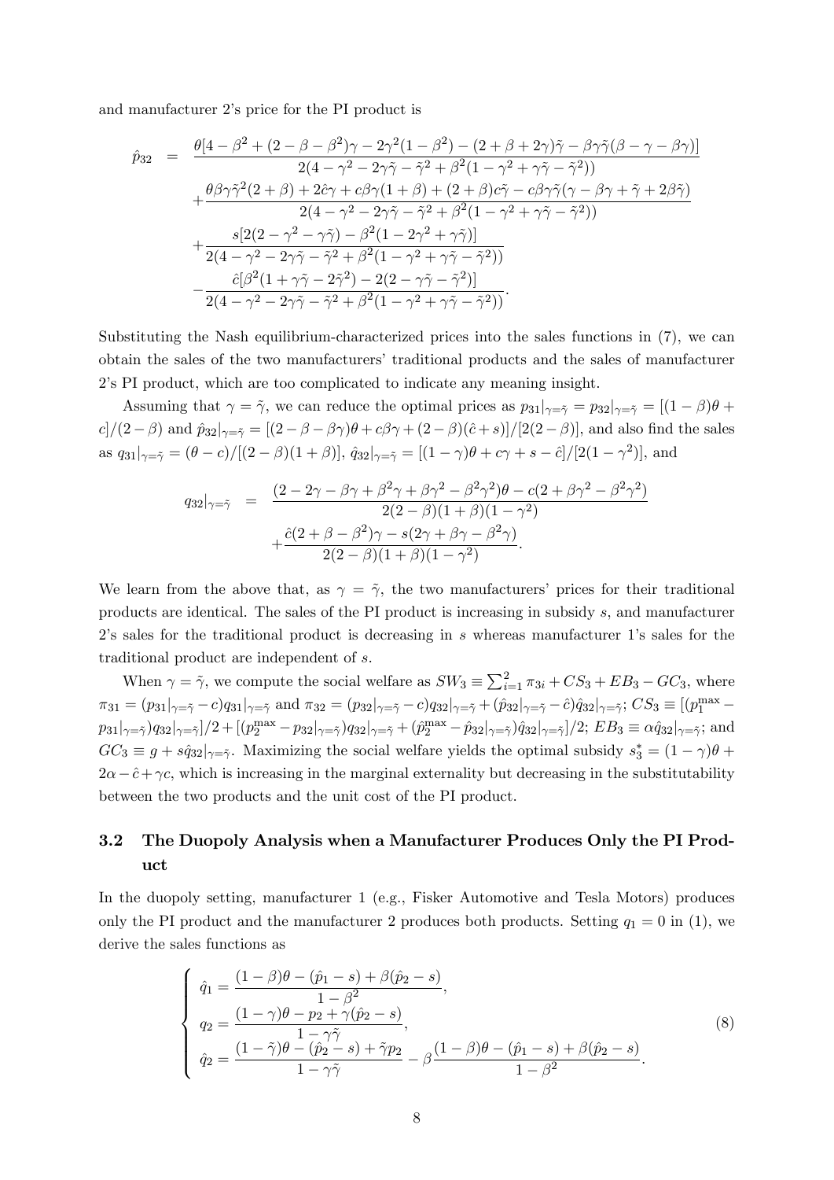and manufacturer 2's price for the PI product is

$$
\begin{aligned}
\hat{p}_{32} &= \frac{\theta[4-\beta^2+(2-\beta-\beta^2)\gamma-2\gamma^2(1-\beta^2)-(2+\beta+2\gamma)\tilde{\gamma}-\beta\gamma\tilde{\gamma}(\beta-\gamma-\beta\gamma)]}{2(4-\gamma^2-2\gamma\tilde{\gamma}-\tilde{\gamma}^2+\beta^2(1-\gamma^2+\gamma\tilde{\gamma}-\tilde{\gamma}^2))} \\
&\quad+\frac{\theta\beta\gamma\tilde{\gamma}^2(2+\beta)+2\hat{c}\gamma+c\beta\gamma(1+\beta)+(2+\beta)c\tilde{\gamma}-c\beta\gamma\tilde{\gamma}(\gamma-\beta\gamma+\tilde{\gamma}+2\beta\tilde{\gamma})}{2(4-\gamma^2-2\gamma\tilde{\gamma}-\tilde{\gamma}^2+\beta^2(1-\gamma^2+\gamma\tilde{\gamma}-\tilde{\gamma}^2))} \\
&\quad+\frac{s[2(2-\gamma^2-\gamma\tilde{\gamma})-\beta^2(1-2\gamma^2+\gamma\tilde{\gamma})]}{2(4-\gamma^2-2\gamma\tilde{\gamma}-\tilde{\gamma}^2+\beta^2(1-\gamma^2+\gamma\tilde{\gamma}-\tilde{\gamma}^2))} \\
&\quad-\frac{\hat{c}[\beta^2(1+\gamma\tilde{\gamma}-2\tilde{\gamma}^2)-2(2-\gamma\tilde{\gamma}-\tilde{\gamma}^2)]}{2(4-\gamma^2-2\gamma\tilde{\gamma}-\tilde{\gamma}^2+\beta^2(1-\gamma^2+\gamma\tilde{\gamma}-\tilde{\gamma}^2))}.
\end{aligned}
$$

Substituting the Nash equilibrium-characterized prices into the sales functions in (7), we can obtain the sales of the two manufacturers' traditional products and the sales of manufacturer 2's PI product, which are too complicated to indicate any meaning insight.

Assuming that $\gamma = \tilde{\gamma}$, we can reduce the optimal prices as $p_{31}|_{\gamma=\tilde{\gamma}} = p_{32}|_{\gamma=\tilde{\gamma}} = [(1-\beta)\theta + c]/(2-\beta)$ and $\hat{p}_{32}|_{\gamma=\tilde{\gamma}} = [(2-\beta-\beta\gamma)\theta + c\beta\gamma + (2-\beta)(\hat{c}+s)]/[2(2-\beta)]$, and also find the sales as $q_{31}|_{\gamma=\tilde{\gamma}} = (\theta-c)/[(2-\beta)(1+\beta)]$, $\hat{q}_{32}|_{\gamma=\tilde{\gamma}} = [(1-\gamma)\theta + c\gamma + s - \hat{c}]/[2(1-\gamma^2)]$, and

$$
\begin{aligned}
q_{32}|_{\gamma=\tilde{\gamma}} &= \frac{(2-2\gamma-\beta\gamma+\beta^2\gamma+\beta\gamma^2-\beta^2\gamma^2)\theta - c(2+\beta\gamma^2-\beta^2\gamma^2)}{2(2-\beta)(1+\beta)(1-\gamma^2)} \\
&\quad+\frac{\hat{c}(2+\beta-\beta^2)\gamma - s(2\gamma+\beta\gamma-\beta^2\gamma)}{2(2-\beta)(1+\beta)(1-\gamma^2)}.
\end{aligned}
$$

We learn from the above that, as $\gamma = \tilde{\gamma}$, the two manufacturers' prices for their traditional products are identical. The sales of the PI product is increasing in subsidy $s$, and manufacturer 2's sales for the traditional product is decreasing in $s$ whereas manufacturer 1's sales for the traditional product are independent of $s$.

When $\gamma = \tilde{\gamma}$, we compute the social welfare as $SW_3 \equiv \sum_{i=1}^{2}\pi_{3i} + CS_3 + EB_3 - GC_3$, where $\pi_{31} = (p_{31}|_{\gamma=\tilde{\gamma}} - c)q_{31}|_{\gamma=\tilde{\gamma}}$ and $\pi_{32} = (p_{32}|_{\gamma=\tilde{\gamma}} - c)q_{32}|_{\gamma=\tilde{\gamma}} + (\hat{p}_{32}|_{\gamma=\tilde{\gamma}} - \hat{c})\hat{q}_{32}|_{\gamma=\tilde{\gamma}}$; $CS_3 \equiv [(p_1^{\max} - p_{31}|_{\gamma=\tilde{\gamma}})q_{32}|_{\gamma=\tilde{\gamma}}]/2 + [(p_2^{\max} - p_{32}|_{\gamma=\tilde{\gamma}})q_{32}|_{\gamma=\tilde{\gamma}} + (\hat{p}_2^{\max} - \hat{p}_{32}|_{\gamma=\tilde{\gamma}})\hat{q}_{32}|_{\gamma=\tilde{\gamma}}]/2$; $EB_3 \equiv \alpha\hat{q}_{32}|_{\gamma=\tilde{\gamma}}$; and $GC_3 \equiv g + s\hat{q}_{32}|_{\gamma=\tilde{\gamma}}$. Maximizing the social welfare yields the optimal subsidy $s_3^* = (1-\gamma)\theta + 2\alpha - \hat{c} + \gamma c$, which is increasing in the marginal externality but decreasing in the substitutability between the two products and the unit cost of the PI product.

## 3.2 The Duopoly Analysis when a Manufacturer Produces Only the PI Product

In the duopoly setting, manufacturer 1 (e.g., Fisker Automotive and Tesla Motors) produces only the PI product and the manufacturer 2 produces both products. Setting $q_1 = 0$ in (1), we derive the sales functions as

$$
\left\{
\begin{aligned}
\hat{q}_1 &= \frac{(1-\beta)\theta - (\hat{p}_1 - s) + \beta(\hat{p}_2 - s)}{1-\beta^2}, \\
q_2 &= \frac{(1-\gamma)\theta - p_2 + \gamma(\hat{p}_2 - s)}{1-\gamma\tilde{\gamma}}, \\
\hat{q}_2 &= \frac{(1-\tilde{\gamma})\theta - (\hat{p}_2 - s) + \tilde{\gamma}p_2}{1-\gamma\tilde{\gamma}} - \beta\frac{(1-\beta)\theta - (\hat{p}_1 - s) + \beta(\hat{p}_2 - s)}{1-\beta^2}.
\end{aligned}
\right.
\tag{8}
$$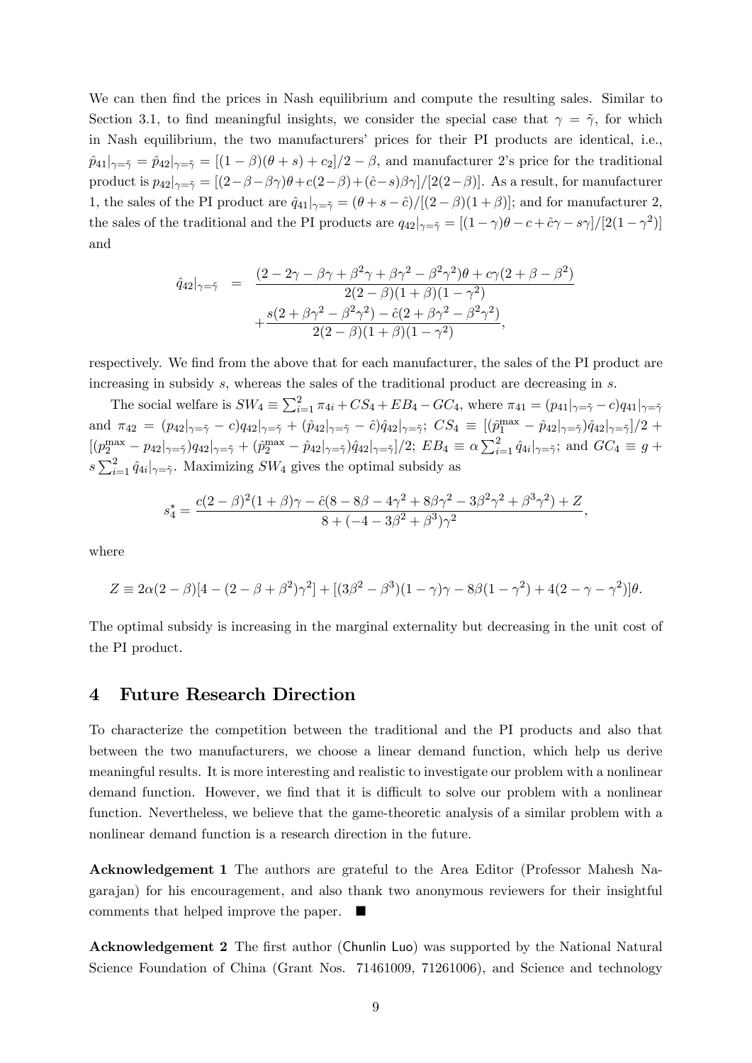We can then find the prices in Nash equilibrium and compute the resulting sales. Similar to Section 3.1, to find meaningful insights, we consider the special case that $\gamma = \tilde{\gamma}$, for which in Nash equilibrium, the two manufacturers' prices for their PI products are identical, i.e., $\hat{p}_{41}|_{\gamma=\tilde{\gamma}} = \hat{p}_{42}|_{\gamma=\tilde{\gamma}} = [(1-\beta)(\theta+s)+c_2]/2-\beta$, and manufacturer 2's price for the traditional product is $p_{42}|_{\gamma=\tilde{\gamma}} = [(2-\beta-\beta\gamma)\theta + c(2-\beta) + (\hat{c}-s)\beta\gamma]/[2(2-\beta)]$. As a result, for manufacturer 1, the sales of the PI product are $\hat{q}_{41}|_{\gamma=\tilde{\gamma}} = (\theta+s-\hat{c})/[(2-\beta)(1+\beta)]$; and for manufacturer 2, the sales of the traditional and the PI products are $q_{42}|_{\gamma=\tilde{\gamma}} = [(1-\gamma)\theta - c + \hat{c}\gamma - s\gamma]/[2(1-\gamma^2)]$ and

$$\begin{aligned}\hat{q}_{42}|_{\gamma=\tilde{\gamma}} &= \frac{(2-2\gamma-\beta\gamma+\beta^2\gamma+\beta\gamma^2-\beta^2\gamma^2)\theta + c\gamma(2+\beta-\beta^2)}{2(2-\beta)(1+\beta)(1-\gamma^2)} \\ &\quad + \frac{s(2+\beta\gamma^2-\beta^2\gamma^2) - \hat{c}(2+\beta\gamma^2-\beta^2\gamma^2)}{2(2-\beta)(1+\beta)(1-\gamma^2)},\end{aligned}$$

respectively. We find from the above that for each manufacturer, the sales of the PI product are increasing in subsidy $s$, whereas the sales of the traditional product are decreasing in $s$.

The social welfare is $SW_4 \equiv \sum_{i=1}^{2} \pi_{4i} + CS_4 + EB_4 - GC_4$, where $\pi_{41} = (p_{41}|_{\gamma=\tilde{\gamma}} - c)q_{41}|_{\gamma=\tilde{\gamma}}$ and $\pi_{42} = (p_{42}|_{\gamma=\tilde{\gamma}} - c)q_{42}|_{\gamma=\tilde{\gamma}} + (\hat{p}_{42}|_{\gamma=\tilde{\gamma}} - \hat{c})\hat{q}_{42}|_{\gamma=\tilde{\gamma}}$; $CS_4 \equiv [(\hat{p}_1^{\max} - \hat{p}_{42}|_{\gamma=\tilde{\gamma}})\hat{q}_{42}|_{\gamma=\tilde{\gamma}}]/2 + [(p_2^{\max} - p_{42}|_{\gamma=\tilde{\gamma}})q_{42}|_{\gamma=\tilde{\gamma}} + (\hat{p}_2^{\max} - \hat{p}_{42}|_{\gamma=\tilde{\gamma}})\hat{q}_{42}|_{\gamma=\tilde{\gamma}}]/2$; $EB_4 \equiv \alpha \sum_{i=1}^{2} \hat{q}_{4i}|_{\gamma=\tilde{\gamma}}$; and $GC_4 \equiv g + s\sum_{i=1}^{2} \hat{q}_{4i}|_{\gamma=\tilde{\gamma}}$. Maximizing $SW_4$ gives the optimal subsidy as

$$s_4^* = \frac{c(2-\beta)^2(1+\beta)\gamma - \hat{c}(8-8\beta-4\gamma^2+8\beta\gamma^2-3\beta^2\gamma^2+\beta^3\gamma^2) + Z}{8+(-4-3\beta^2+\beta^3)\gamma^2},$$

where

$$Z \equiv 2\alpha(2-\beta)[4-(2-\beta+\beta^2)\gamma^2] + [(3\beta^2-\beta^3)(1-\gamma)\gamma - 8\beta(1-\gamma^2) + 4(2-\gamma-\gamma^2)]\theta.$$

The optimal subsidy is increasing in the marginal externality but decreasing in the unit cost of the PI product.

## 4 Future Research Direction

To characterize the competition between the traditional and the PI products and also that between the two manufacturers, we choose a linear demand function, which help us derive meaningful results. It is more interesting and realistic to investigate our problem with a nonlinear demand function. However, we find that it is difficult to solve our problem with a nonlinear function. Nevertheless, we believe that the game-theoretic analysis of a similar problem with a nonlinear demand function is a research direction in the future.

**Acknowledgement 1** The authors are grateful to the Area Editor (Professor Mahesh Nagarajan) for his encouragement, and also thank two anonymous reviewers for their insightful comments that helped improve the paper. ■

**Acknowledgement 2** The first author (Chunlin Luo) was supported by the National Natural Science Foundation of China (Grant Nos. 71461009, 71261006), and Science and technology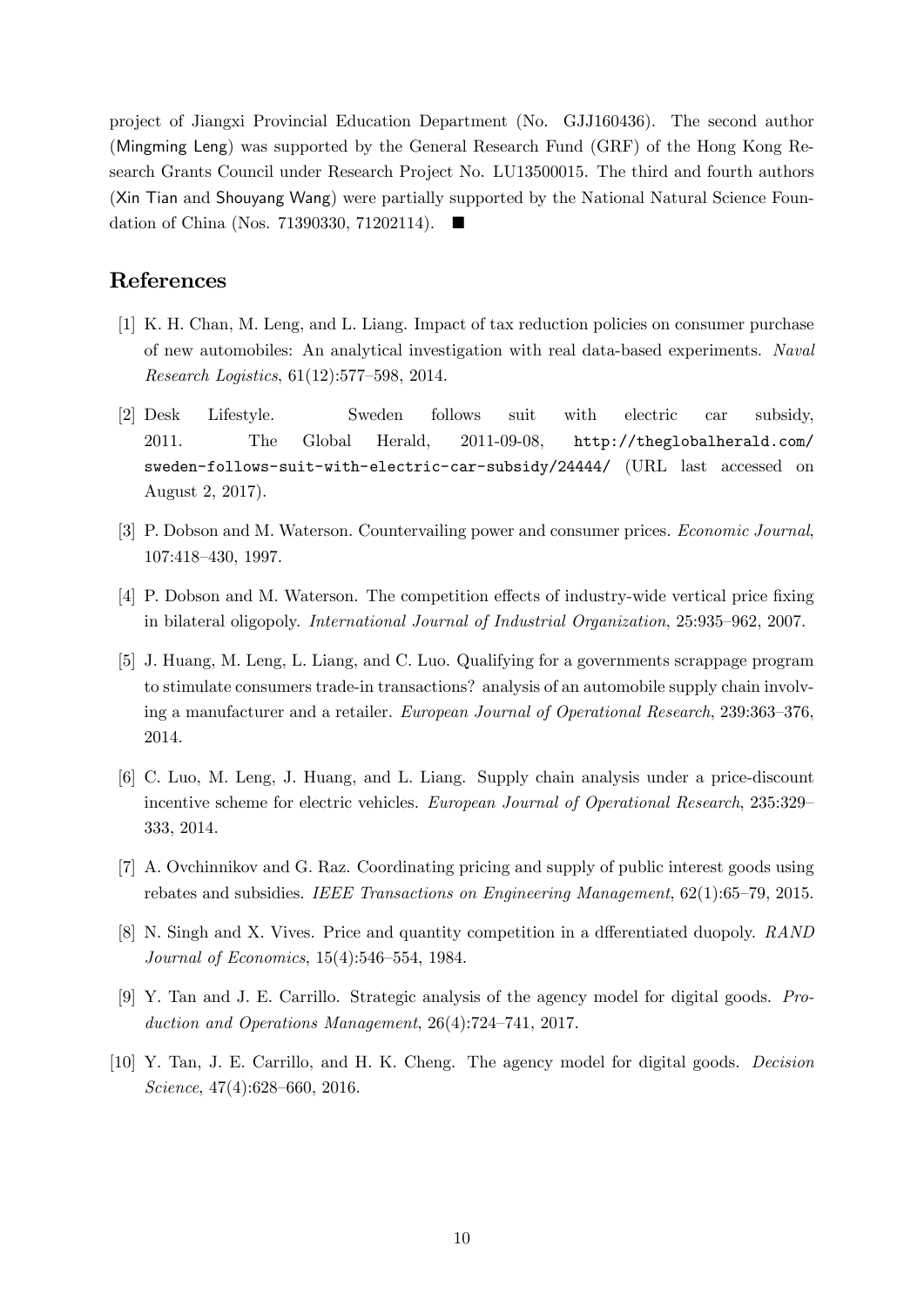project of Jiangxi Provincial Education Department (No. GJJ160436). The second author (Mingming Leng) was supported by the General Research Fund (GRF) of the Hong Kong Research Grants Council under Research Project No. LU13500015. The third and fourth authors (Xin Tian and Shouyang Wang) were partially supported by the National Natural Science Foundation of China (Nos. 71390330, 71202114). ■

## References

[1] K. H. Chan, M. Leng, and L. Liang. Impact of tax reduction policies on consumer purchase of new automobiles: An analytical investigation with real data-based experiments. *Naval Research Logistics*, 61(12):577–598, 2014.

[2] Desk Lifestyle. Sweden follows suit with electric car subsidy, 2011. The Global Herald, 2011-09-08, `http://theglobalherald.com/sweden-follows-suit-with-electric-car-subsidy/24444/` (URL last accessed on August 2, 2017).

[3] P. Dobson and M. Waterson. Countervailing power and consumer prices. *Economic Journal*, 107:418–430, 1997.

[4] P. Dobson and M. Waterson. The competition effects of industry-wide vertical price fixing in bilateral oligopoly. *International Journal of Industrial Organization*, 25:935–962, 2007.

[5] J. Huang, M. Leng, L. Liang, and C. Luo. Qualifying for a governments scrappage program to stimulate consumers trade-in transactions? analysis of an automobile supply chain involving a manufacturer and a retailer. *European Journal of Operational Research*, 239:363–376, 2014.

[6] C. Luo, M. Leng, J. Huang, and L. Liang. Supply chain analysis under a price-discount incentive scheme for electric vehicles. *European Journal of Operational Research*, 235:329–333, 2014.

[7] A. Ovchinnikov and G. Raz. Coordinating pricing and supply of public interest goods using rebates and subsidies. *IEEE Transactions on Engineering Management*, 62(1):65–79, 2015.

[8] N. Singh and X. Vives. Price and quantity competition in a dfferentiated duopoly. *RAND Journal of Economics*, 15(4):546–554, 1984.

[9] Y. Tan and J. E. Carrillo. Strategic analysis of the agency model for digital goods. *Production and Operations Management*, 26(4):724–741, 2017.

[10] Y. Tan, J. E. Carrillo, and H. K. Cheng. The agency model for digital goods. *Decision Science*, 47(4):628–660, 2016.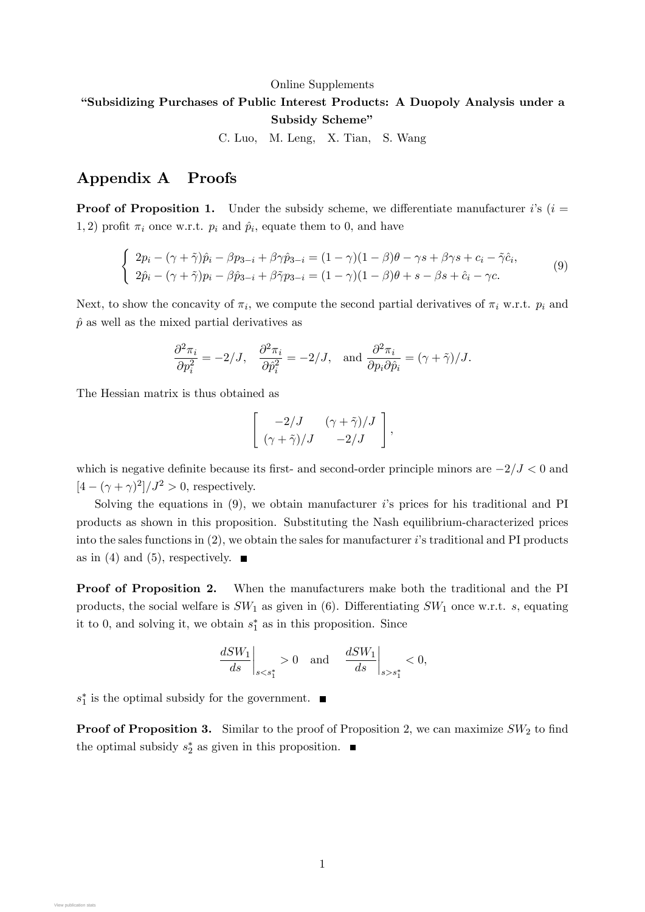Online Supplements

**"Subsidizing Purchases of Public Interest Products: A Duopoly Analysis under a Subsidy Scheme"**

C. Luo, M. Leng, X. Tian, S. Wang

## Appendix A Proofs

**Proof of Proposition 1.** Under the subsidy scheme, we differentiate manufacturer $i$'s ($i = 1, 2$) profit $\pi_i$ once w.r.t. $p_i$ and $\hat{p}_i$, equate them to 0, and have

$$\begin{cases} 2p_i - (\gamma + \tilde{\gamma})\hat{p}_i - \beta p_{3-i} + \beta\gamma\hat{p}_{3-i} = (1-\gamma)(1-\beta)\theta - \gamma s + \beta\gamma s + c_i - \tilde{\gamma}\hat{c}_i, \\ 2\hat{p}_i - (\gamma + \tilde{\gamma})p_i - \beta\hat{p}_{3-i} + \beta\tilde{\gamma}p_{3-i} = (1-\gamma)(1-\beta)\theta + s - \beta s + \hat{c}_i - \gamma c. \end{cases} \tag{9}$$

Next, to show the concavity of $\pi_i$, we compute the second partial derivatives of $\pi_i$ w.r.t. $p_i$ and $\hat{p}$ as well as the mixed partial derivatives as

$$\frac{\partial^2 \pi_i}{\partial p_i^2} = -2/J, \quad \frac{\partial^2 \pi_i}{\partial \hat{p}_i^2} = -2/J, \quad \text{and } \frac{\partial^2 \pi_i}{\partial p_i \partial \hat{p}_i} = (\gamma + \tilde{\gamma})/J.$$

The Hessian matrix is thus obtained as

$$\begin{bmatrix} -2/J & (\gamma + \tilde{\gamma})/J \\ (\gamma + \tilde{\gamma})/J & -2/J \end{bmatrix},$$

which is negative definite because its first- and second-order principle minors are $-2/J < 0$ and $[4 - (\gamma + \gamma)^2]/J^2 > 0$, respectively.

Solving the equations in (9), we obtain manufacturer $i$'s prices for his traditional and PI products as shown in this proposition. Substituting the Nash equilibrium-characterized prices into the sales functions in (2), we obtain the sales for manufacturer $i$'s traditional and PI products as in (4) and (5), respectively. ■

**Proof of Proposition 2.** When the manufacturers make both the traditional and the PI products, the social welfare is $SW_1$ as given in (6). Differentiating $SW_1$ once w.r.t. $s$, equating it to 0, and solving it, we obtain $s_1^*$ as in this proposition. Since

$$\left.\frac{dSW_1}{ds}\right|_{s<s_1^*} > 0 \quad \text{and} \quad \left.\frac{dSW_1}{ds}\right|_{s>s_1^*} < 0,$$

$s_1^*$ is the optimal subsidy for the government. ■

**Proof of Proposition 3.** Similar to the proof of Proposition 2, we can maximize $SW_2$ to find the optimal subsidy $s_2^*$ as given in this proposition. ■